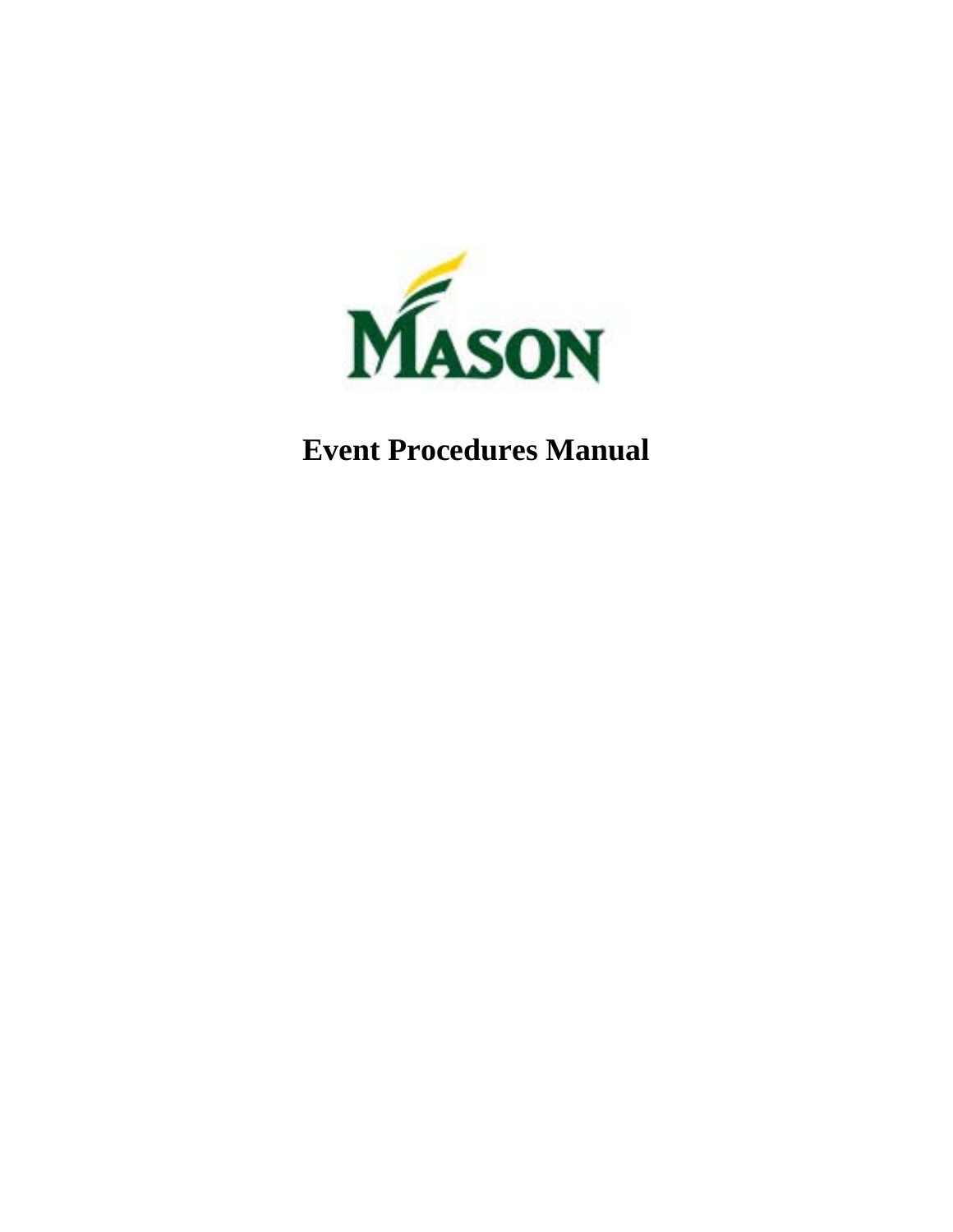MASON

# Event Procedures Manual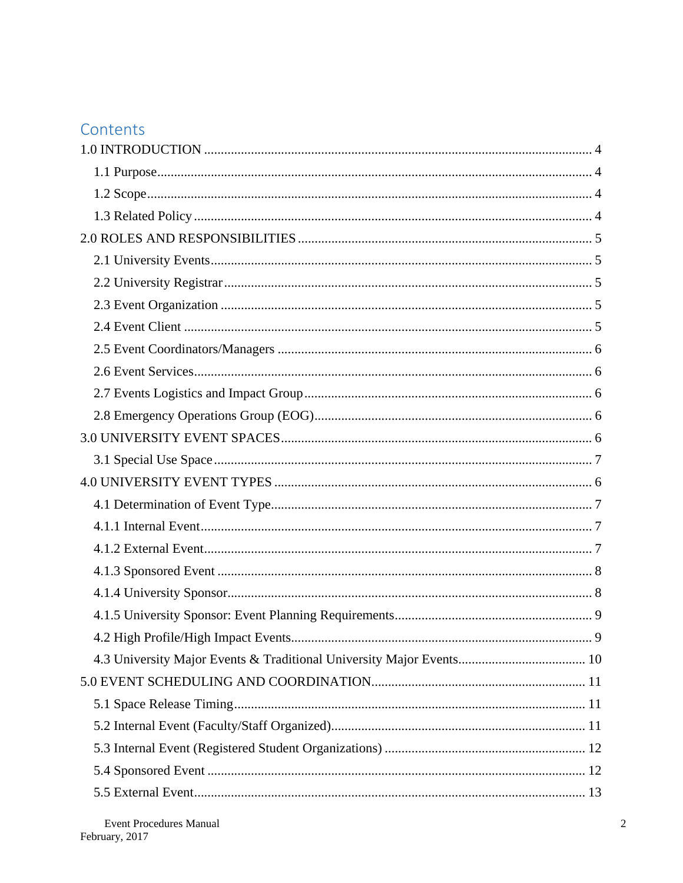## Contents

1.0 INTRODUCTION .......... 4

- 1.1 Purpose .......... 4
- 1.2 Scope .......... 4
- 1.3 Related Policy .......... 4

2.0 ROLES AND RESPONSIBILITIES .......... 5

- 2.1 University Events .......... 5
- 2.2 University Registrar .......... 5
- 2.3 Event Organization .......... 5
- 2.4 Event Client .......... 5
- 2.5 Event Coordinators/Managers .......... 6
- 2.6 Event Services .......... 6
- 2.7 Events Logistics and Impact Group .......... 6
- 2.8 Emergency Operations Group (EOG) .......... 6

3.0 UNIVERSITY EVENT SPACES .......... 6

- 3.1 Special Use Space .......... 7

4.0 UNIVERSITY EVENT TYPES .......... 6

- 4.1 Determination of Event Type .......... 7
- 4.1.1 Internal Event .......... 7
- 4.1.2 External Event .......... 7
- 4.1.3 Sponsored Event .......... 8
- 4.1.4 University Sponsor .......... 8
- 4.1.5 University Sponsor: Event Planning Requirements .......... 9
- 4.2 High Profile/High Impact Events .......... 9
- 4.3 University Major Events & Traditional University Major Events .......... 10

5.0 EVENT SCHEDULING AND COORDINATION .......... 11

- 5.1 Space Release Timing .......... 11
- 5.2 Internal Event (Faculty/Staff Organized) .......... 11
- 5.3 Internal Event (Registered Student Organizations) .......... 12
- 5.4 Sponsored Event .......... 12
- 5.5 External Event .......... 13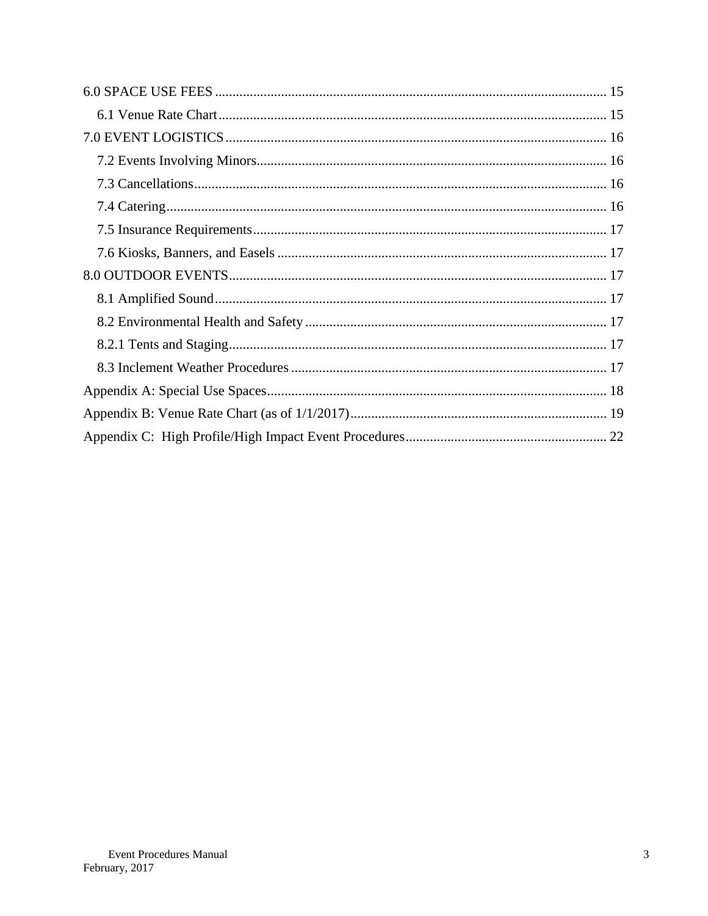6.0 SPACE USE FEES ................................................................................................................ 15

- 6.1 Venue Rate Chart................................................................................................................ 15

7.0 EVENT LOGISTICS............................................................................................................. 16

- 7.2 Events Involving Minors.................................................................................................... 16
- 7.3 Cancellations....................................................................................................................... 16
- 7.4 Catering.............................................................................................................................. 16
- 7.5 Insurance Requirements..................................................................................................... 17
- 7.6 Kiosks, Banners, and Easels .............................................................................................. 17

8.0 OUTDOOR EVENTS............................................................................................................ 17

- 8.1 Amplified Sound................................................................................................................ 17
- 8.2 Environmental Health and Safety....................................................................................... 17
- 8.2.1 Tents and Staging............................................................................................................ 17
- 8.3 Inclement Weather Procedures .......................................................................................... 17

Appendix A: Special Use Spaces................................................................................................. 18

Appendix B: Venue Rate Chart (as of 1/1/2017).......................................................................... 19

Appendix C: High Profile/High Impact Event Procedures.......................................................... 22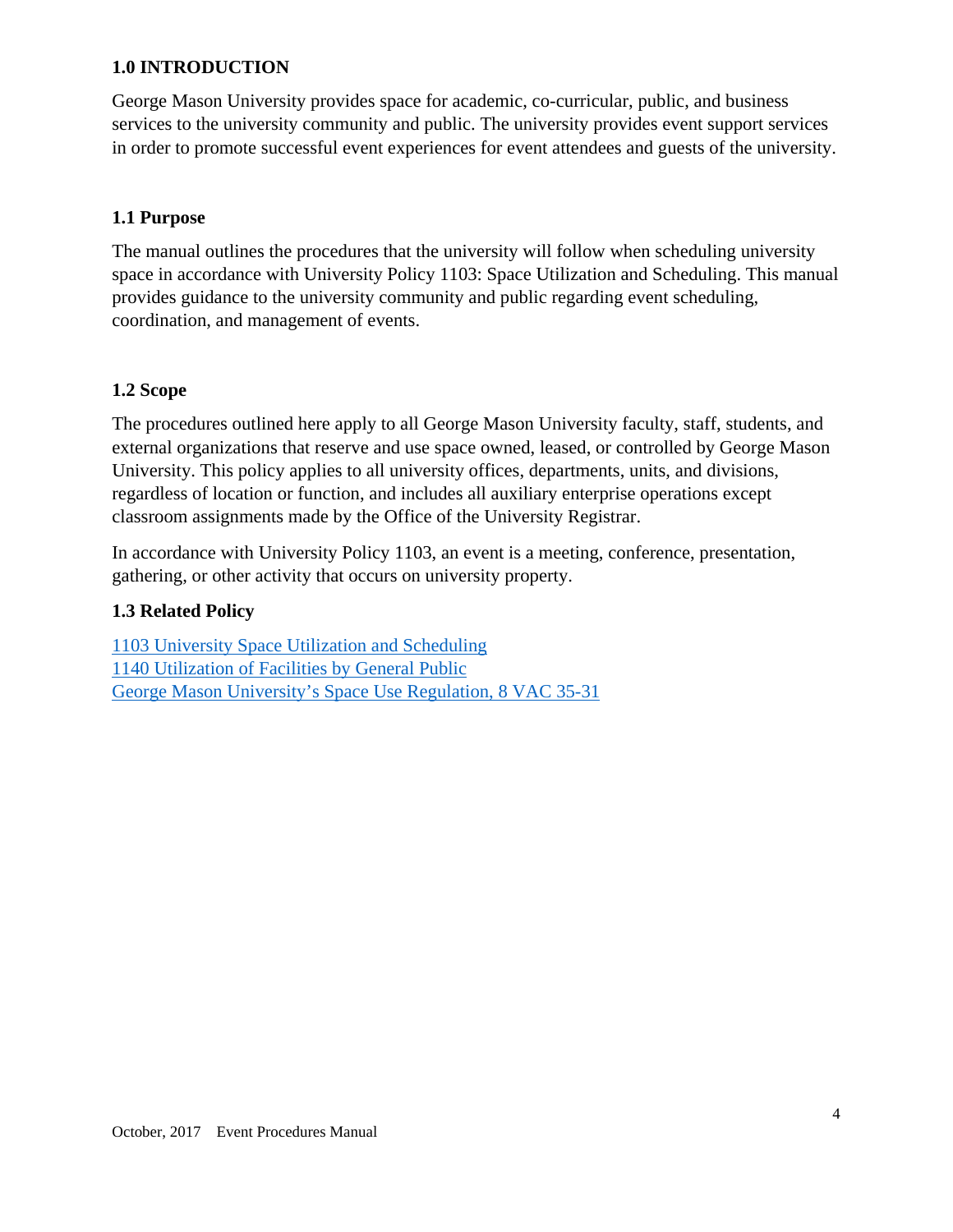## 1.0 INTRODUCTION

George Mason University provides space for academic, co-curricular, public, and business services to the university community and public. The university provides event support services in order to promote successful event experiences for event attendees and guests of the university.

### 1.1 Purpose

The manual outlines the procedures that the university will follow when scheduling university space in accordance with University Policy 1103: Space Utilization and Scheduling. This manual provides guidance to the university community and public regarding event scheduling, coordination, and management of events.

### 1.2 Scope

The procedures outlined here apply to all George Mason University faculty, staff, students, and external organizations that reserve and use space owned, leased, or controlled by George Mason University. This policy applies to all university offices, departments, units, and divisions, regardless of location or function, and includes all auxiliary enterprise operations except classroom assignments made by the Office of the University Registrar.

In accordance with University Policy 1103, an event is a meeting, conference, presentation, gathering, or other activity that occurs on university property.

### 1.3 Related Policy

1103 University Space Utilization and Scheduling
1140 Utilization of Facilities by General Public
George Mason University's Space Use Regulation, 8 VAC 35-31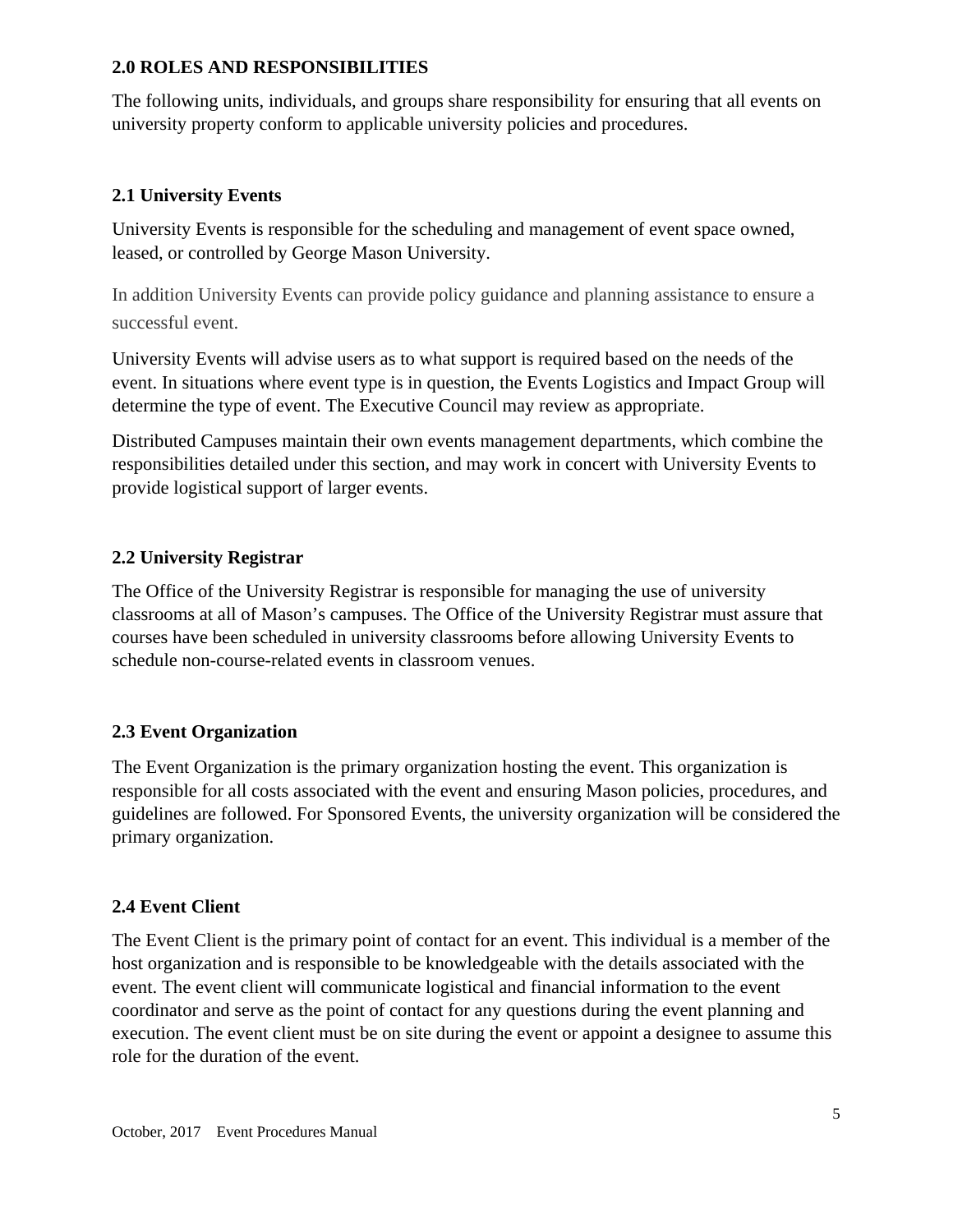## 2.0 ROLES AND RESPONSIBILITIES

The following units, individuals, and groups share responsibility for ensuring that all events on university property conform to applicable university policies and procedures.

### 2.1 University Events

University Events is responsible for the scheduling and management of event space owned, leased, or controlled by George Mason University.

In addition University Events can provide policy guidance and planning assistance to ensure a successful event.

University Events will advise users as to what support is required based on the needs of the event. In situations where event type is in question, the Events Logistics and Impact Group will determine the type of event. The Executive Council may review as appropriate.

Distributed Campuses maintain their own events management departments, which combine the responsibilities detailed under this section, and may work in concert with University Events to provide logistical support of larger events.

### 2.2 University Registrar

The Office of the University Registrar is responsible for managing the use of university classrooms at all of Mason's campuses. The Office of the University Registrar must assure that courses have been scheduled in university classrooms before allowing University Events to schedule non-course-related events in classroom venues.

### 2.3 Event Organization

The Event Organization is the primary organization hosting the event. This organization is responsible for all costs associated with the event and ensuring Mason policies, procedures, and guidelines are followed. For Sponsored Events, the university organization will be considered the primary organization.

### 2.4 Event Client

The Event Client is the primary point of contact for an event. This individual is a member of the host organization and is responsible to be knowledgeable with the details associated with the event. The event client will communicate logistical and financial information to the event coordinator and serve as the point of contact for any questions during the event planning and execution. The event client must be on site during the event or appoint a designee to assume this role for the duration of the event.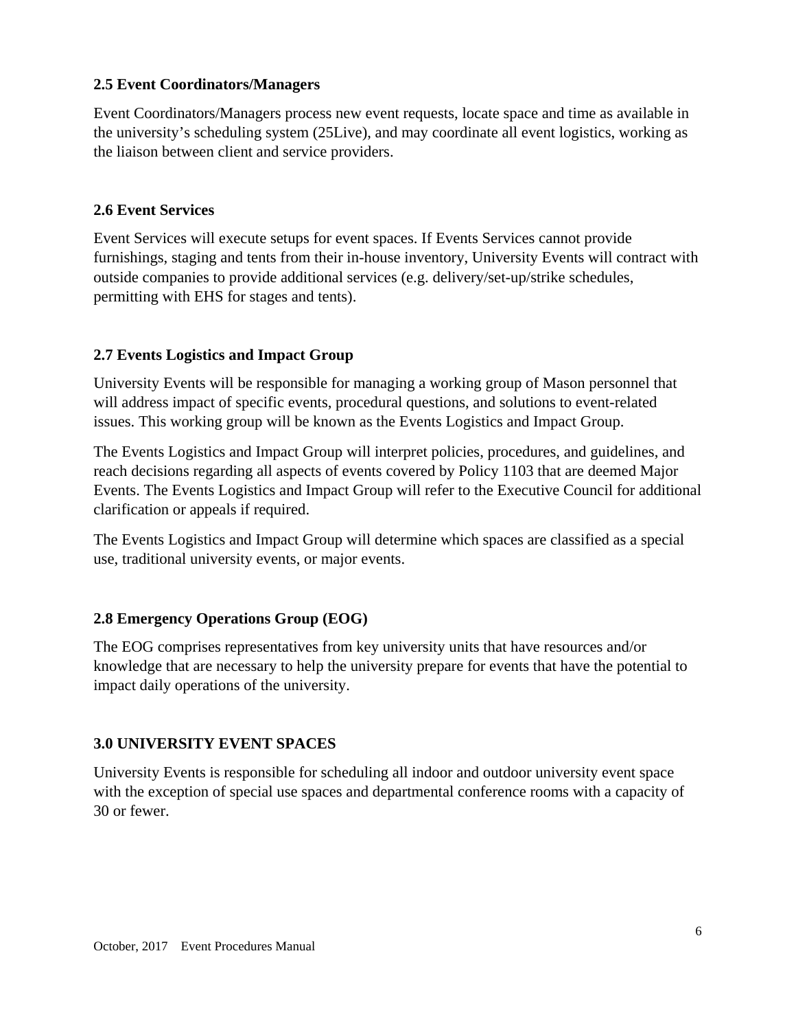### 2.5 Event Coordinators/Managers

Event Coordinators/Managers process new event requests, locate space and time as available in the university's scheduling system (25Live), and may coordinate all event logistics, working as the liaison between client and service providers.

### 2.6 Event Services

Event Services will execute setups for event spaces. If Events Services cannot provide furnishings, staging and tents from their in-house inventory, University Events will contract with outside companies to provide additional services (e.g. delivery/set-up/strike schedules, permitting with EHS for stages and tents).

### 2.7 Events Logistics and Impact Group

University Events will be responsible for managing a working group of Mason personnel that will address impact of specific events, procedural questions, and solutions to event-related issues. This working group will be known as the Events Logistics and Impact Group.

The Events Logistics and Impact Group will interpret policies, procedures, and guidelines, and reach decisions regarding all aspects of events covered by Policy 1103 that are deemed Major Events. The Events Logistics and Impact Group will refer to the Executive Council for additional clarification or appeals if required.

The Events Logistics and Impact Group will determine which spaces are classified as a special use, traditional university events, or major events.

### 2.8 Emergency Operations Group (EOG)

The EOG comprises representatives from key university units that have resources and/or knowledge that are necessary to help the university prepare for events that have the potential to impact daily operations of the university.

## 3.0 UNIVERSITY EVENT SPACES

University Events is responsible for scheduling all indoor and outdoor university event space with the exception of special use spaces and departmental conference rooms with a capacity of 30 or fewer.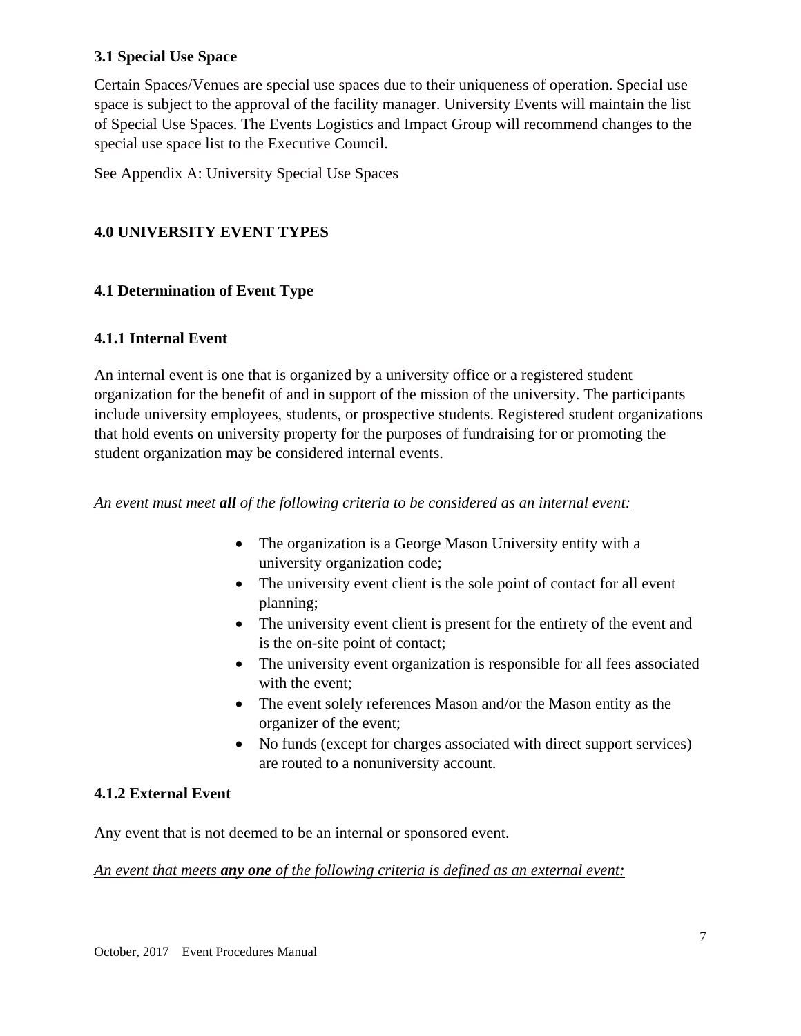### 3.1 Special Use Space

Certain Spaces/Venues are special use spaces due to their uniqueness of operation. Special use space is subject to the approval of the facility manager. University Events will maintain the list of Special Use Spaces. The Events Logistics and Impact Group will recommend changes to the special use space list to the Executive Council.

See Appendix A: University Special Use Spaces

## 4.0 UNIVERSITY EVENT TYPES

### 4.1 Determination of Event Type

#### 4.1.1 Internal Event

An internal event is one that is organized by a university office or a registered student organization for the benefit of and in support of the mission of the university. The participants include university employees, students, or prospective students. Registered student organizations that hold events on university property for the purposes of fundraising for or promoting the student organization may be considered internal events.

<u>*An event must meet **all** of the following criteria to be considered as an internal event:*</u>

- The organization is a George Mason University entity with a university organization code;
- The university event client is the sole point of contact for all event planning;
- The university event client is present for the entirety of the event and is the on-site point of contact;
- The university event organization is responsible for all fees associated with the event;
- The event solely references Mason and/or the Mason entity as the organizer of the event;
- No funds (except for charges associated with direct support services) are routed to a nonuniversity account.

#### 4.1.2 External Event

Any event that is not deemed to be an internal or sponsored event.

<u>*An event that meets **any one** of the following criteria is defined as an external event:*</u>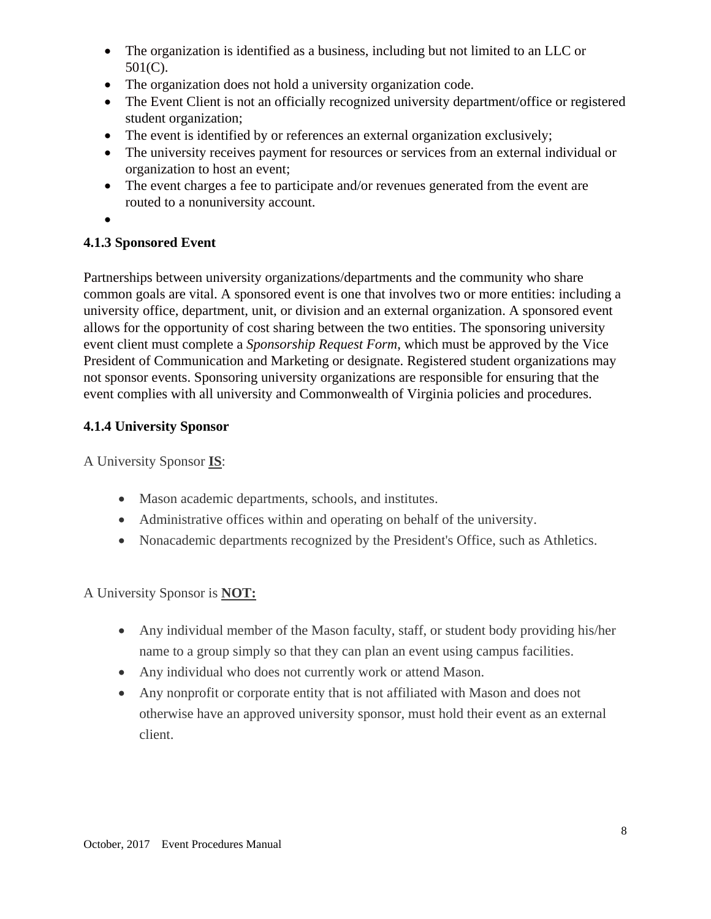- The organization is identified as a business, including but not limited to an LLC or 501(C).
- The organization does not hold a university organization code.
- The Event Client is not an officially recognized university department/office or registered student organization;
- The event is identified by or references an external organization exclusively;
- The university receives payment for resources or services from an external individual or organization to host an event;
- The event charges a fee to participate and/or revenues generated from the event are routed to a nonuniversity account.

### 4.1.3 Sponsored Event

Partnerships between university organizations/departments and the community who share common goals are vital. A sponsored event is one that involves two or more entities: including a university office, department, unit, or division and an external organization. A sponsored event allows for the opportunity of cost sharing between the two entities. The sponsoring university event client must complete a *Sponsorship Request Form*, which must be approved by the Vice President of Communication and Marketing or designate. Registered student organizations may not sponsor events. Sponsoring university organizations are responsible for ensuring that the event complies with all university and Commonwealth of Virginia policies and procedures.

### 4.1.4 University Sponsor

A University Sponsor **IS**:

- Mason academic departments, schools, and institutes.
- Administrative offices within and operating on behalf of the university.
- Nonacademic departments recognized by the President's Office, such as Athletics.

A University Sponsor is **NOT:**

- Any individual member of the Mason faculty, staff, or student body providing his/her name to a group simply so that they can plan an event using campus facilities.
- Any individual who does not currently work or attend Mason.
- Any nonprofit or corporate entity that is not affiliated with Mason and does not otherwise have an approved university sponsor, must hold their event as an external client.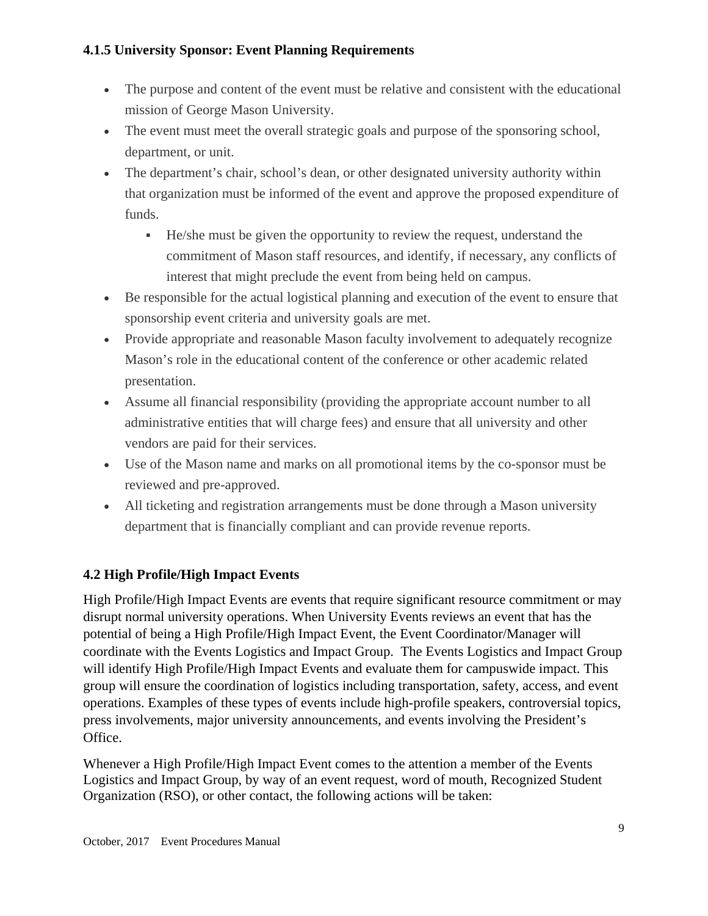### 4.1.5 University Sponsor: Event Planning Requirements

- The purpose and content of the event must be relative and consistent with the educational mission of George Mason University.
- The event must meet the overall strategic goals and purpose of the sponsoring school, department, or unit.
- The department's chair, school's dean, or other designated university authority within that organization must be informed of the event and approve the proposed expenditure of funds.
  - He/she must be given the opportunity to review the request, understand the commitment of Mason staff resources, and identify, if necessary, any conflicts of interest that might preclude the event from being held on campus.
- Be responsible for the actual logistical planning and execution of the event to ensure that sponsorship event criteria and university goals are met.
- Provide appropriate and reasonable Mason faculty involvement to adequately recognize Mason's role in the educational content of the conference or other academic related presentation.
- Assume all financial responsibility (providing the appropriate account number to all administrative entities that will charge fees) and ensure that all university and other vendors are paid for their services.
- Use of the Mason name and marks on all promotional items by the co-sponsor must be reviewed and pre-approved.
- All ticketing and registration arrangements must be done through a Mason university department that is financially compliant and can provide revenue reports.

## 4.2 High Profile/High Impact Events

High Profile/High Impact Events are events that require significant resource commitment or may disrupt normal university operations. When University Events reviews an event that has the potential of being a High Profile/High Impact Event, the Event Coordinator/Manager will coordinate with the Events Logistics and Impact Group. The Events Logistics and Impact Group will identify High Profile/High Impact Events and evaluate them for campuswide impact. This group will ensure the coordination of logistics including transportation, safety, access, and event operations. Examples of these types of events include high-profile speakers, controversial topics, press involvements, major university announcements, and events involving the President's Office.

Whenever a High Profile/High Impact Event comes to the attention a member of the Events Logistics and Impact Group, by way of an event request, word of mouth, Recognized Student Organization (RSO), or other contact, the following actions will be taken: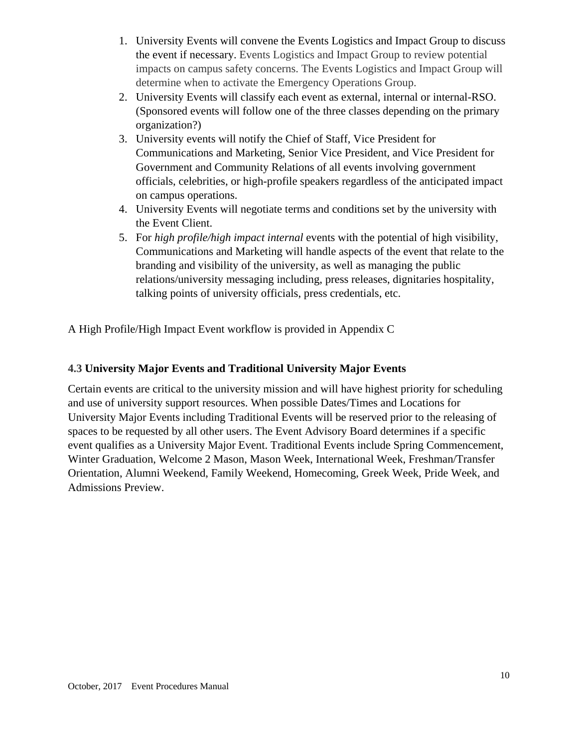1. University Events will convene the Events Logistics and Impact Group to discuss the event if necessary. Events Logistics and Impact Group to review potential impacts on campus safety concerns. The Events Logistics and Impact Group will determine when to activate the Emergency Operations Group.
2. University Events will classify each event as external, internal or internal-RSO. (Sponsored events will follow one of the three classes depending on the primary organization?)
3. University events will notify the Chief of Staff, Vice President for Communications and Marketing, Senior Vice President, and Vice President for Government and Community Relations of all events involving government officials, celebrities, or high-profile speakers regardless of the anticipated impact on campus operations.
4. University Events will negotiate terms and conditions set by the university with the Event Client.
5. For *high profile/high impact internal* events with the potential of high visibility, Communications and Marketing will handle aspects of the event that relate to the branding and visibility of the university, as well as managing the public relations/university messaging including, press releases, dignitaries hospitality, talking points of university officials, press credentials, etc.

A High Profile/High Impact Event workflow is provided in Appendix C

### 4.3 University Major Events and Traditional University Major Events

Certain events are critical to the university mission and will have highest priority for scheduling and use of university support resources. When possible Dates/Times and Locations for University Major Events including Traditional Events will be reserved prior to the releasing of spaces to be requested by all other users. The Event Advisory Board determines if a specific event qualifies as a University Major Event. Traditional Events include Spring Commencement, Winter Graduation, Welcome 2 Mason, Mason Week, International Week, Freshman/Transfer Orientation, Alumni Weekend, Family Weekend, Homecoming, Greek Week, Pride Week, and Admissions Preview.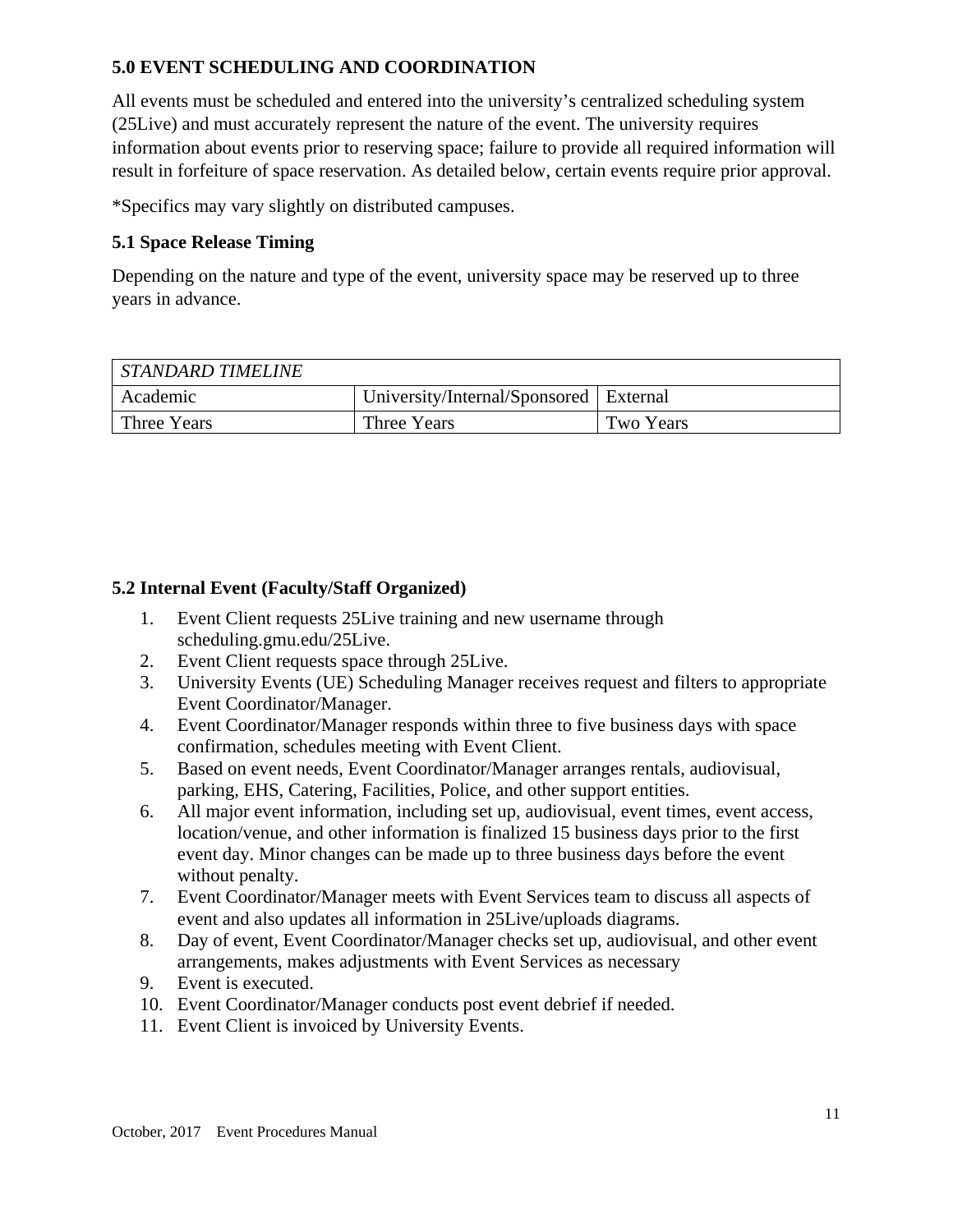## 5.0 EVENT SCHEDULING AND COORDINATION

All events must be scheduled and entered into the university's centralized scheduling system (25Live) and must accurately represent the nature of the event. The university requires information about events prior to reserving space; failure to provide all required information will result in forfeiture of space reservation. As detailed below, certain events require prior approval.

*Specifics may vary slightly on distributed campuses.

### 5.1 Space Release Timing

Depending on the nature and type of the event, university space may be reserved up to three years in advance.

| *STANDARD TIMELINE* | | |
|---|---|---|
| Academic | University/Internal/Sponsored | External |
| Three Years | Three Years | Two Years |

### 5.2 Internal Event (Faculty/Staff Organized)

1. Event Client requests 25Live training and new username through scheduling.gmu.edu/25Live.
2. Event Client requests space through 25Live.
3. University Events (UE) Scheduling Manager receives request and filters to appropriate Event Coordinator/Manager.
4. Event Coordinator/Manager responds within three to five business days with space confirmation, schedules meeting with Event Client.
5. Based on event needs, Event Coordinator/Manager arranges rentals, audiovisual, parking, EHS, Catering, Facilities, Police, and other support entities.
6. All major event information, including set up, audiovisual, event times, event access, location/venue, and other information is finalized 15 business days prior to the first event day. Minor changes can be made up to three business days before the event without penalty.
7. Event Coordinator/Manager meets with Event Services team to discuss all aspects of event and also updates all information in 25Live/uploads diagrams.
8. Day of event, Event Coordinator/Manager checks set up, audiovisual, and other event arrangements, makes adjustments with Event Services as necessary
9. Event is executed.
10. Event Coordinator/Manager conducts post event debrief if needed.
11. Event Client is invoiced by University Events.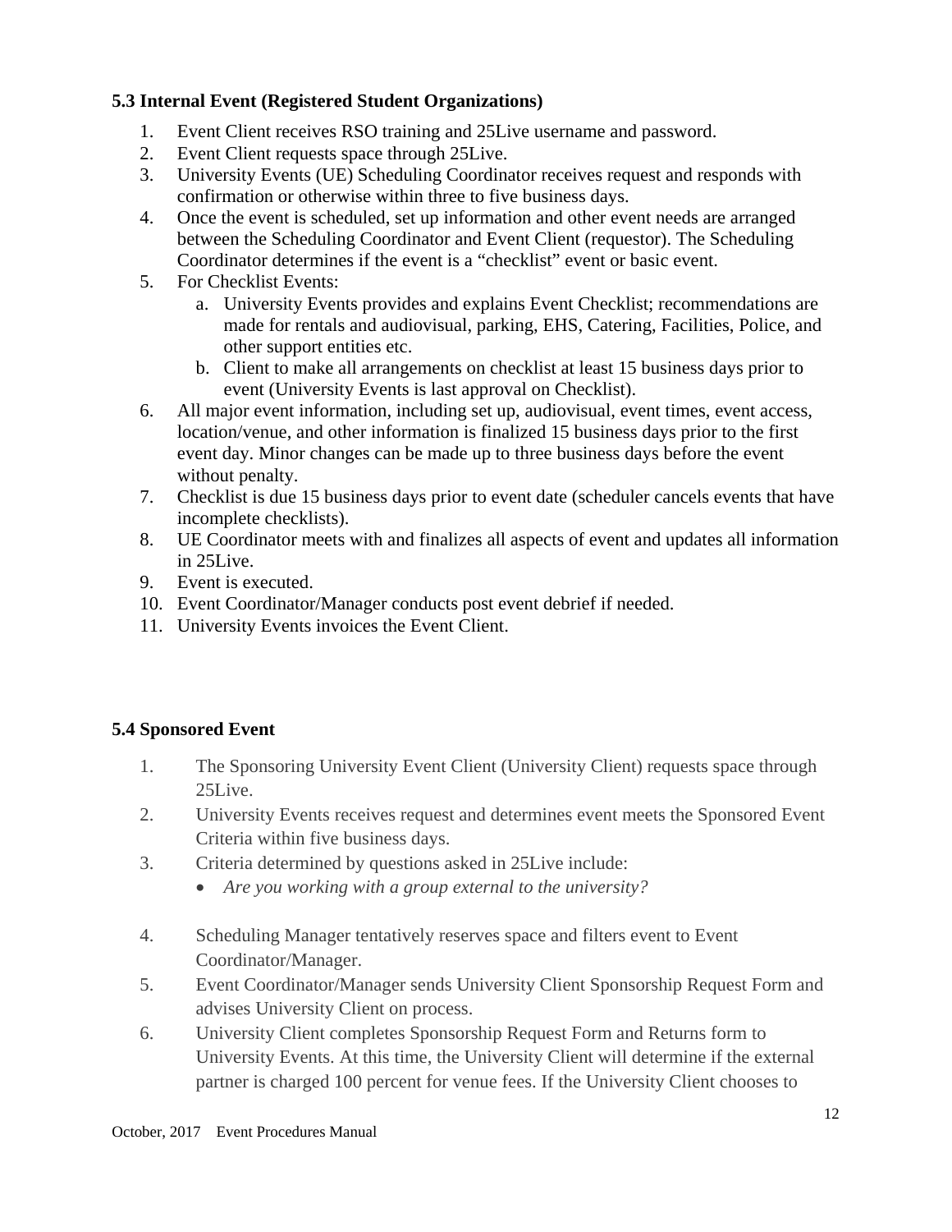### 5.3 Internal Event (Registered Student Organizations)

1. Event Client receives RSO training and 25Live username and password.
2. Event Client requests space through 25Live.
3. University Events (UE) Scheduling Coordinator receives request and responds with confirmation or otherwise within three to five business days.
4. Once the event is scheduled, set up information and other event needs are arranged between the Scheduling Coordinator and Event Client (requestor). The Scheduling Coordinator determines if the event is a "checklist" event or basic event.
5. For Checklist Events:
   a. University Events provides and explains Event Checklist; recommendations are made for rentals and audiovisual, parking, EHS, Catering, Facilities, Police, and other support entities etc.
   b. Client to make all arrangements on checklist at least 15 business days prior to event (University Events is last approval on Checklist).
6. All major event information, including set up, audiovisual, event times, event access, location/venue, and other information is finalized 15 business days prior to the first event day. Minor changes can be made up to three business days before the event without penalty.
7. Checklist is due 15 business days prior to event date (scheduler cancels events that have incomplete checklists).
8. UE Coordinator meets with and finalizes all aspects of event and updates all information in 25Live.
9. Event is executed.
10. Event Coordinator/Manager conducts post event debrief if needed.
11. University Events invoices the Event Client.

### 5.4 Sponsored Event

1. The Sponsoring University Event Client (University Client) requests space through 25Live.
2. University Events receives request and determines event meets the Sponsored Event Criteria within five business days.
3. Criteria determined by questions asked in 25Live include:
   - *Are you working with a group external to the university?*
4. Scheduling Manager tentatively reserves space and filters event to Event Coordinator/Manager.
5. Event Coordinator/Manager sends University Client Sponsorship Request Form and advises University Client on process.
6. University Client completes Sponsorship Request Form and Returns form to University Events. At this time, the University Client will determine if the external partner is charged 100 percent for venue fees. If the University Client chooses to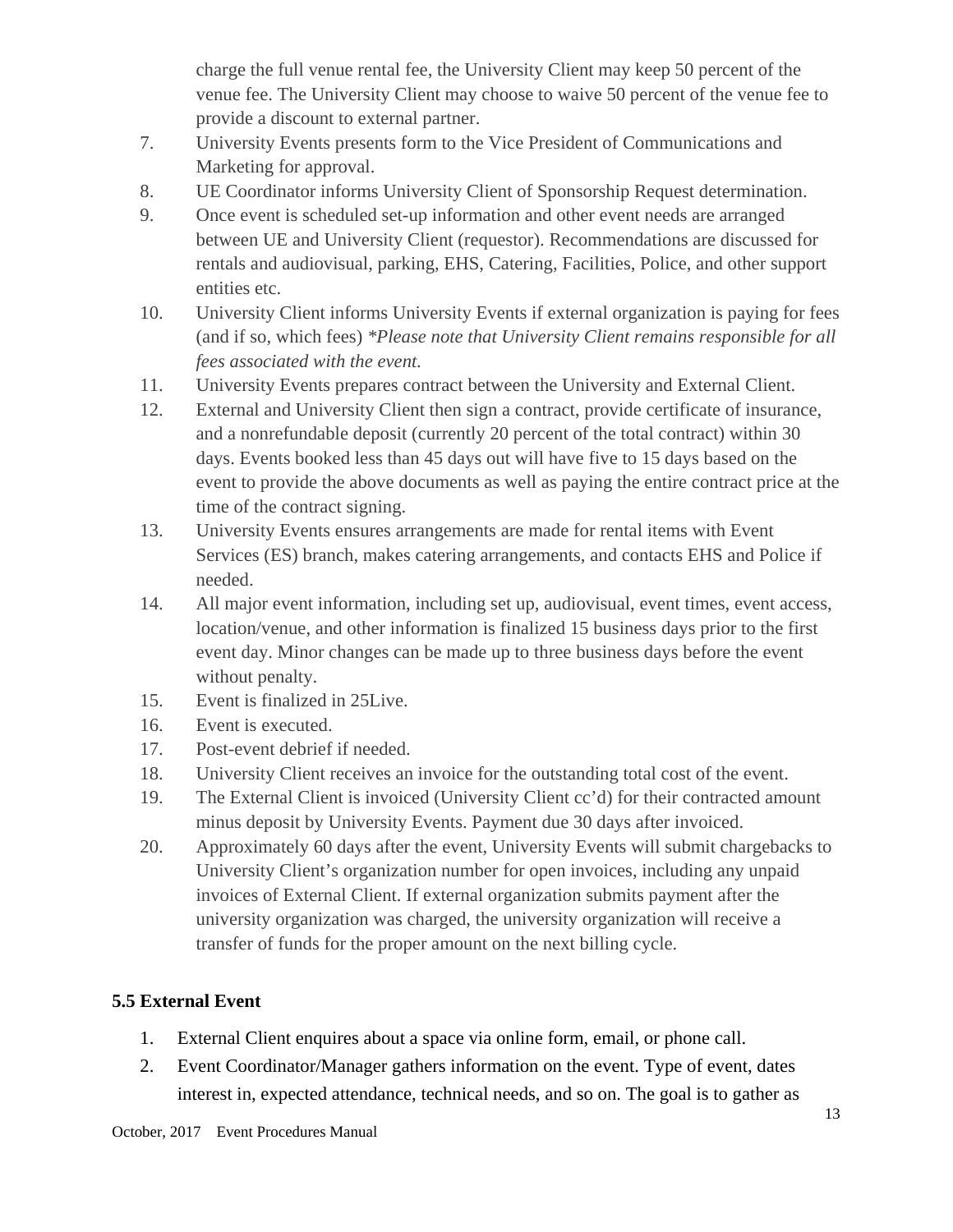charge the full venue rental fee, the University Client may keep 50 percent of the venue fee. The University Client may choose to waive 50 percent of the venue fee to provide a discount to external partner.

7. University Events presents form to the Vice President of Communications and Marketing for approval.
8. UE Coordinator informs University Client of Sponsorship Request determination.
9. Once event is scheduled set-up information and other event needs are arranged between UE and University Client (requestor). Recommendations are discussed for rentals and audiovisual, parking, EHS, Catering, Facilities, Police, and other support entities etc.
10. University Client informs University Events if external organization is paying for fees (and if so, which fees) **Please note that University Client remains responsible for all fees associated with the event.*
11. University Events prepares contract between the University and External Client.
12. External and University Client then sign a contract, provide certificate of insurance, and a nonrefundable deposit (currently 20 percent of the total contract) within 30 days. Events booked less than 45 days out will have five to 15 days based on the event to provide the above documents as well as paying the entire contract price at the time of the contract signing.
13. University Events ensures arrangements are made for rental items with Event Services (ES) branch, makes catering arrangements, and contacts EHS and Police if needed.
14. All major event information, including set up, audiovisual, event times, event access, location/venue, and other information is finalized 15 business days prior to the first event day. Minor changes can be made up to three business days before the event without penalty.
15. Event is finalized in 25Live.
16. Event is executed.
17. Post-event debrief if needed.
18. University Client receives an invoice for the outstanding total cost of the event.
19. The External Client is invoiced (University Client cc'd) for their contracted amount minus deposit by University Events. Payment due 30 days after invoiced.
20. Approximately 60 days after the event, University Events will submit chargebacks to University Client's organization number for open invoices, including any unpaid invoices of External Client. If external organization submits payment after the university organization was charged, the university organization will receive a transfer of funds for the proper amount on the next billing cycle.

### 5.5 External Event

1. External Client enquires about a space via online form, email, or phone call.
2. Event Coordinator/Manager gathers information on the event. Type of event, dates interest in, expected attendance, technical needs, and so on. The goal is to gather as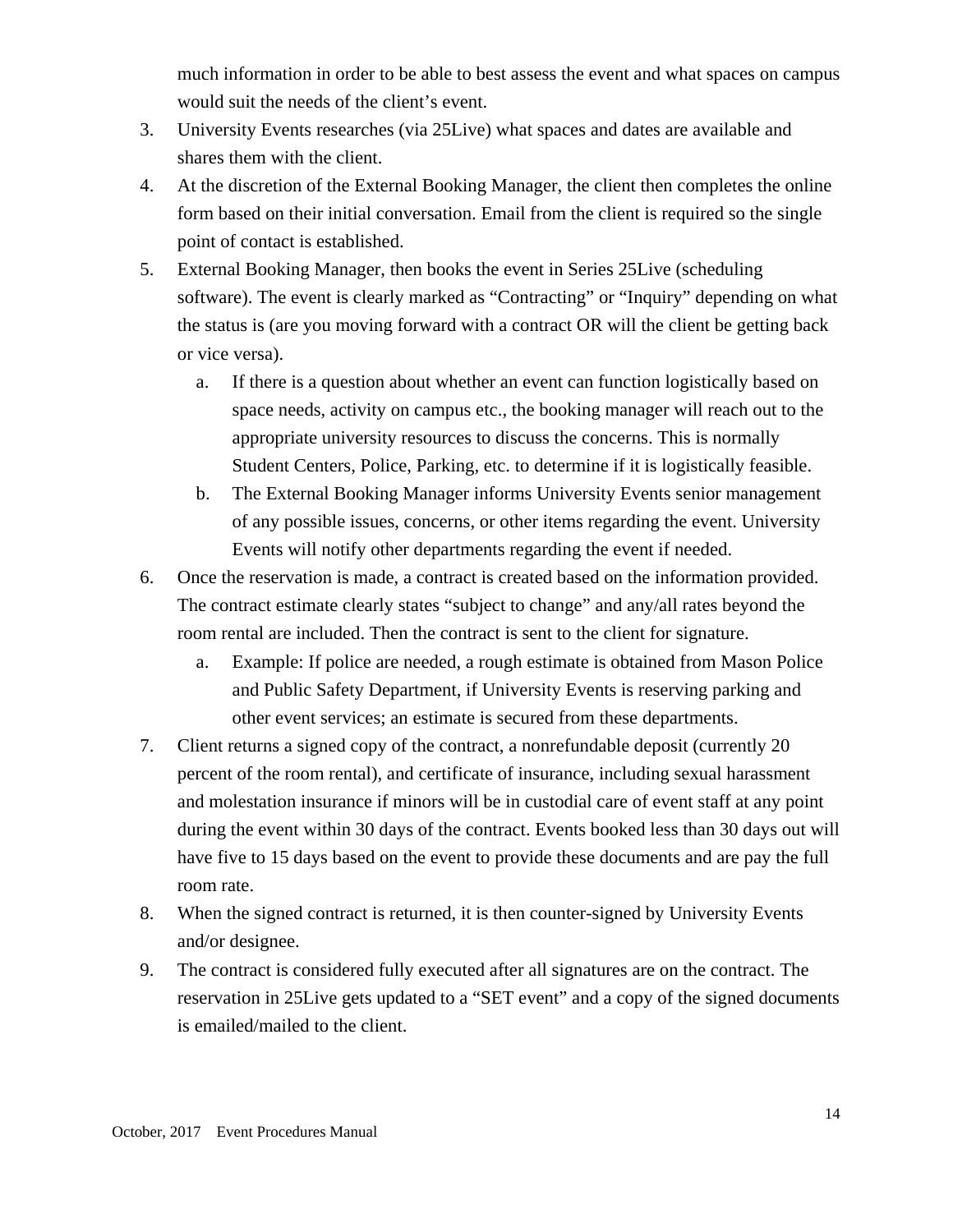much information in order to be able to best assess the event and what spaces on campus would suit the needs of the client's event.

3. University Events researches (via 25Live) what spaces and dates are available and shares them with the client.
4. At the discretion of the External Booking Manager, the client then completes the online form based on their initial conversation. Email from the client is required so the single point of contact is established.
5. External Booking Manager, then books the event in Series 25Live (scheduling software). The event is clearly marked as "Contracting" or "Inquiry" depending on what the status is (are you moving forward with a contract OR will the client be getting back or vice versa).
   a. If there is a question about whether an event can function logistically based on space needs, activity on campus etc., the booking manager will reach out to the appropriate university resources to discuss the concerns. This is normally Student Centers, Police, Parking, etc. to determine if it is logistically feasible.
   b. The External Booking Manager informs University Events senior management of any possible issues, concerns, or other items regarding the event. University Events will notify other departments regarding the event if needed.
6. Once the reservation is made, a contract is created based on the information provided. The contract estimate clearly states "subject to change" and any/all rates beyond the room rental are included. Then the contract is sent to the client for signature.
   a. Example: If police are needed, a rough estimate is obtained from Mason Police and Public Safety Department, if University Events is reserving parking and other event services; an estimate is secured from these departments.
7. Client returns a signed copy of the contract, a nonrefundable deposit (currently 20 percent of the room rental), and certificate of insurance, including sexual harassment and molestation insurance if minors will be in custodial care of event staff at any point during the event within 30 days of the contract. Events booked less than 30 days out will have five to 15 days based on the event to provide these documents and are pay the full room rate.
8. When the signed contract is returned, it is then counter-signed by University Events and/or designee.
9. The contract is considered fully executed after all signatures are on the contract. The reservation in 25Live gets updated to a "SET event" and a copy of the signed documents is emailed/mailed to the client.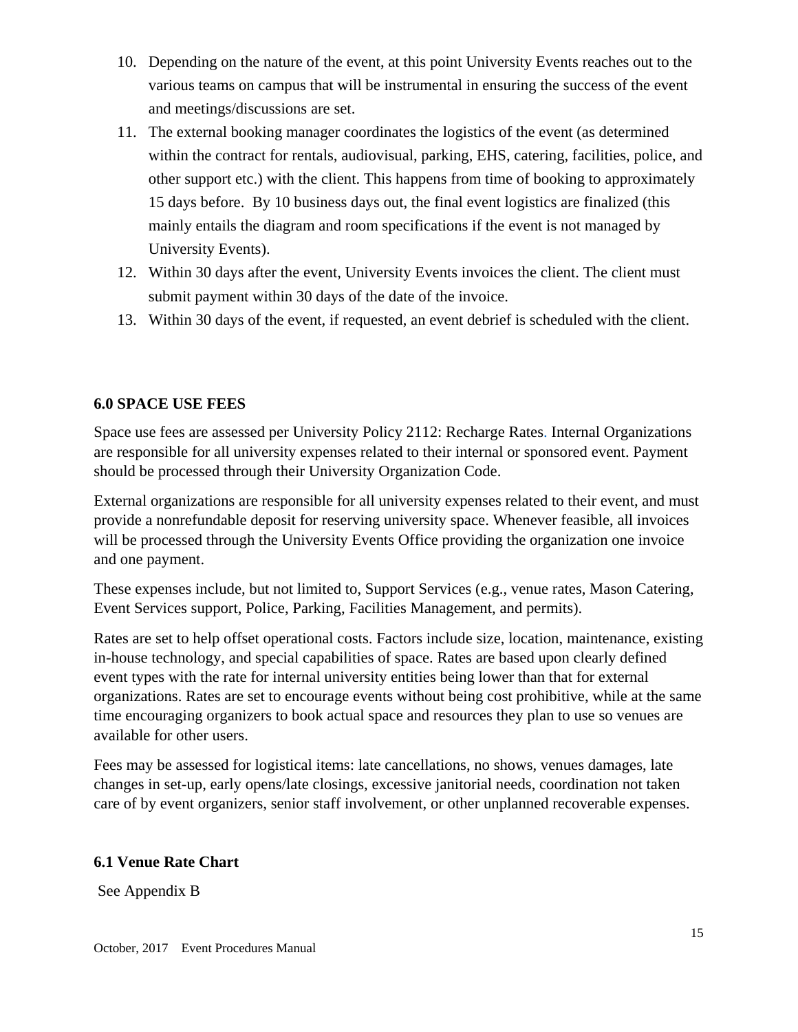10. Depending on the nature of the event, at this point University Events reaches out to the various teams on campus that will be instrumental in ensuring the success of the event and meetings/discussions are set.
11. The external booking manager coordinates the logistics of the event (as determined within the contract for rentals, audiovisual, parking, EHS, catering, facilities, police, and other support etc.) with the client. This happens from time of booking to approximately 15 days before. By 10 business days out, the final event logistics are finalized (this mainly entails the diagram and room specifications if the event is not managed by University Events).
12. Within 30 days after the event, University Events invoices the client. The client must submit payment within 30 days of the date of the invoice.
13. Within 30 days of the event, if requested, an event debrief is scheduled with the client.

## 6.0 SPACE USE FEES

Space use fees are assessed per University Policy 2112: Recharge Rates. Internal Organizations are responsible for all university expenses related to their internal or sponsored event. Payment should be processed through their University Organization Code.

External organizations are responsible for all university expenses related to their event, and must provide a nonrefundable deposit for reserving university space. Whenever feasible, all invoices will be processed through the University Events Office providing the organization one invoice and one payment.

These expenses include, but not limited to, Support Services (e.g., venue rates, Mason Catering, Event Services support, Police, Parking, Facilities Management, and permits).

Rates are set to help offset operational costs. Factors include size, location, maintenance, existing in-house technology, and special capabilities of space. Rates are based upon clearly defined event types with the rate for internal university entities being lower than that for external organizations. Rates are set to encourage events without being cost prohibitive, while at the same time encouraging organizers to book actual space and resources they plan to use so venues are available for other users.

Fees may be assessed for logistical items: late cancellations, no shows, venues damages, late changes in set-up, early opens/late closings, excessive janitorial needs, coordination not taken care of by event organizers, senior staff involvement, or other unplanned recoverable expenses.

### 6.1 Venue Rate Chart

See Appendix B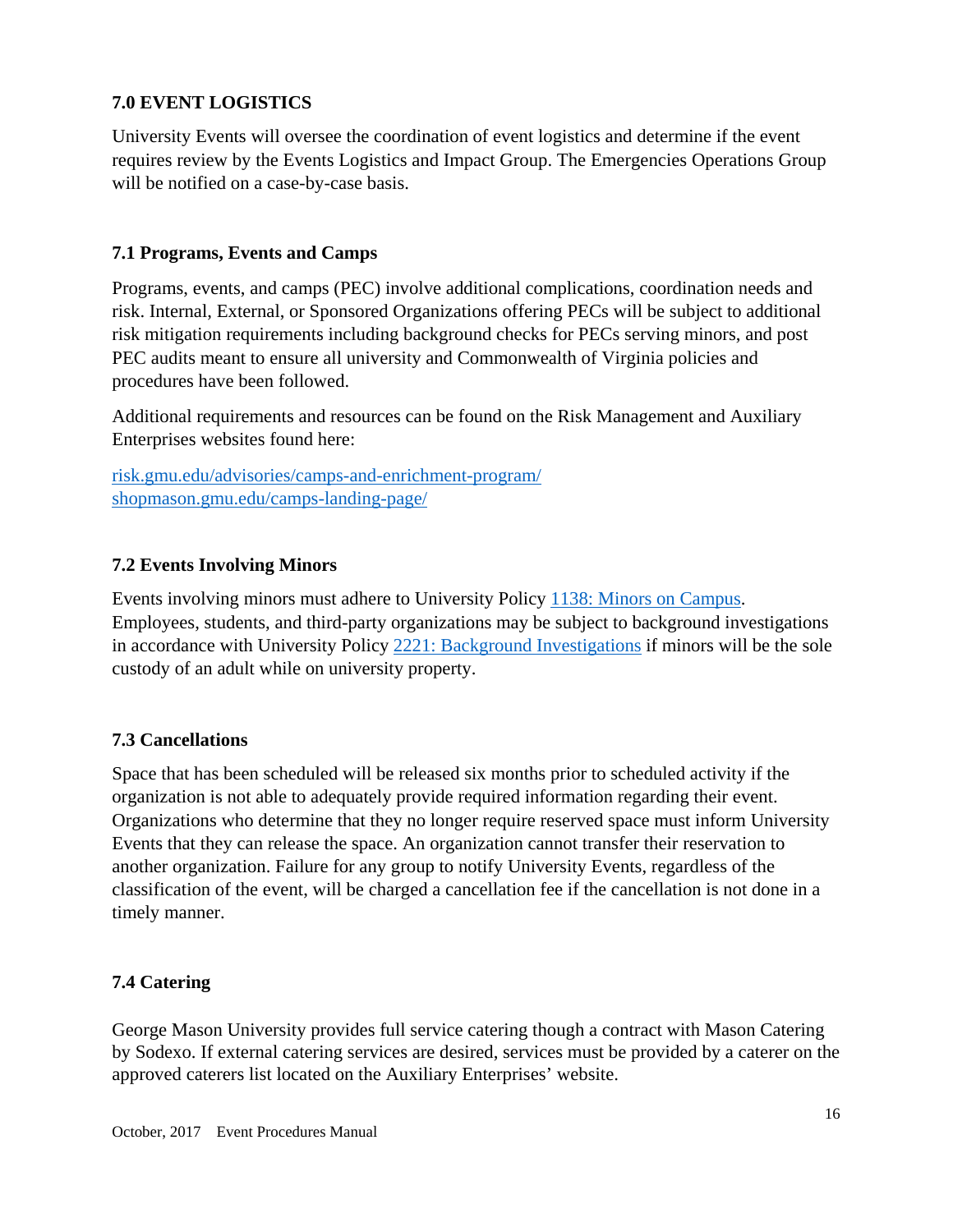## 7.0 EVENT LOGISTICS

University Events will oversee the coordination of event logistics and determine if the event requires review by the Events Logistics and Impact Group. The Emergencies Operations Group will be notified on a case-by-case basis.

### 7.1 Programs, Events and Camps

Programs, events, and camps (PEC) involve additional complications, coordination needs and risk. Internal, External, or Sponsored Organizations offering PECs will be subject to additional risk mitigation requirements including background checks for PECs serving minors, and post PEC audits meant to ensure all university and Commonwealth of Virginia policies and procedures have been followed.

Additional requirements and resources can be found on the Risk Management and Auxiliary Enterprises websites found here:

risk.gmu.edu/advisories/camps-and-enrichment-program/
shopmason.gmu.edu/camps-landing-page/

### 7.2 Events Involving Minors

Events involving minors must adhere to University Policy 1138: Minors on Campus. Employees, students, and third-party organizations may be subject to background investigations in accordance with University Policy 2221: Background Investigations if minors will be the sole custody of an adult while on university property.

### 7.3 Cancellations

Space that has been scheduled will be released six months prior to scheduled activity if the organization is not able to adequately provide required information regarding their event. Organizations who determine that they no longer require reserved space must inform University Events that they can release the space. An organization cannot transfer their reservation to another organization. Failure for any group to notify University Events, regardless of the classification of the event, will be charged a cancellation fee if the cancellation is not done in a timely manner.

### 7.4 Catering

George Mason University provides full service catering though a contract with Mason Catering by Sodexo. If external catering services are desired, services must be provided by a caterer on the approved caterers list located on the Auxiliary Enterprises' website.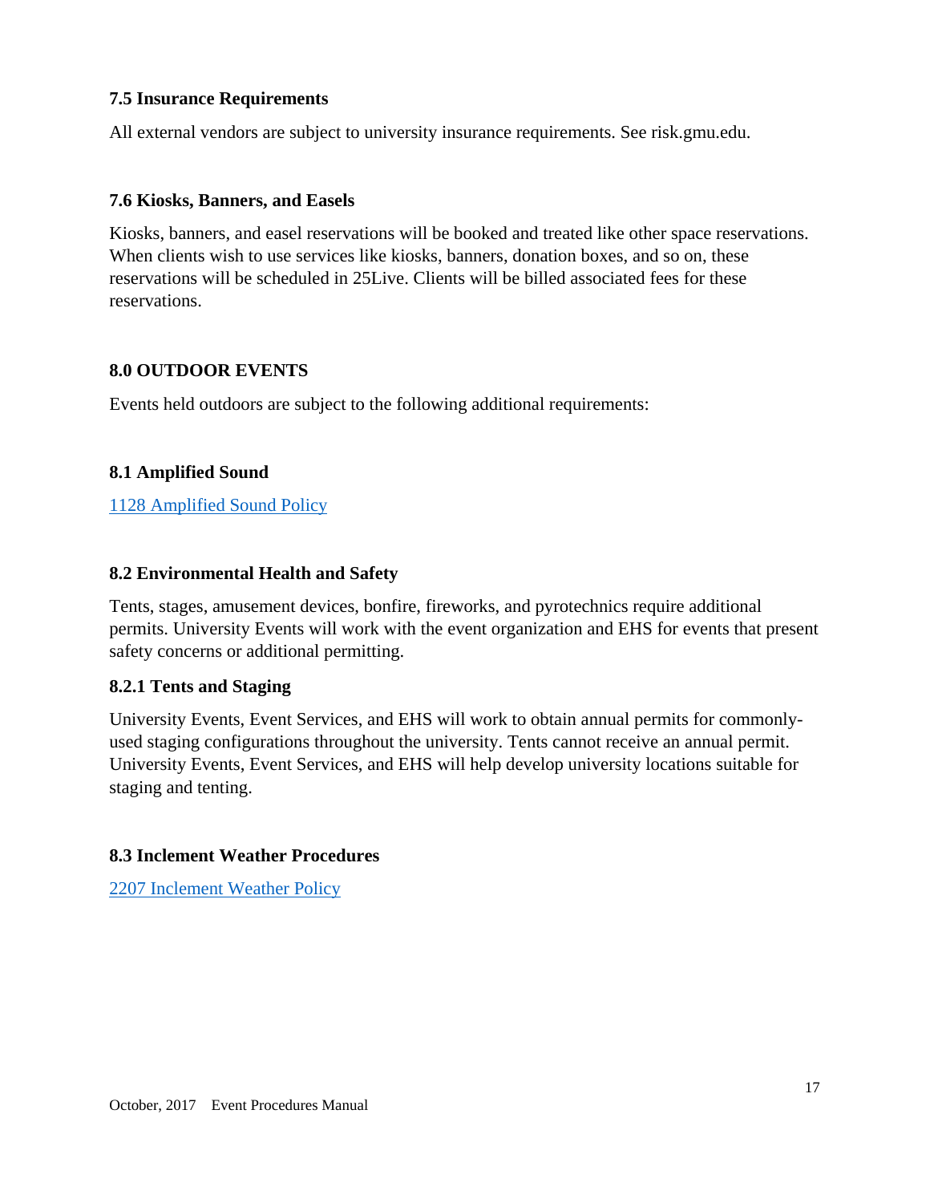### 7.5 Insurance Requirements

All external vendors are subject to university insurance requirements. See risk.gmu.edu.

### 7.6 Kiosks, Banners, and Easels

Kiosks, banners, and easel reservations will be booked and treated like other space reservations. When clients wish to use services like kiosks, banners, donation boxes, and so on, these reservations will be scheduled in 25Live. Clients will be billed associated fees for these reservations.

## 8.0 OUTDOOR EVENTS

Events held outdoors are subject to the following additional requirements:

### 8.1 Amplified Sound

[1128 Amplified Sound Policy]

### 8.2 Environmental Health and Safety

Tents, stages, amusement devices, bonfire, fireworks, and pyrotechnics require additional permits. University Events will work with the event organization and EHS for events that present safety concerns or additional permitting.

#### 8.2.1 Tents and Staging

University Events, Event Services, and EHS will work to obtain annual permits for commonly-used staging configurations throughout the university. Tents cannot receive an annual permit. University Events, Event Services, and EHS will help develop university locations suitable for staging and tenting.

### 8.3 Inclement Weather Procedures

[2207 Inclement Weather Policy]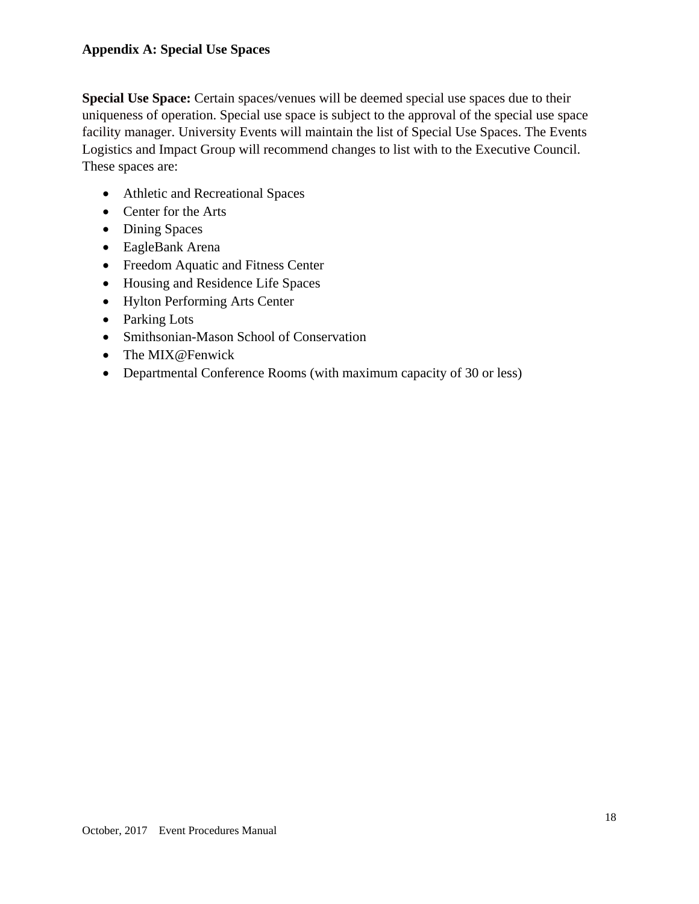## Appendix A: Special Use Spaces

**Special Use Space:** Certain spaces/venues will be deemed special use spaces due to their uniqueness of operation. Special use space is subject to the approval of the special use space facility manager. University Events will maintain the list of Special Use Spaces. The Events Logistics and Impact Group will recommend changes to list with to the Executive Council. These spaces are:

- Athletic and Recreational Spaces
- Center for the Arts
- Dining Spaces
- EagleBank Arena
- Freedom Aquatic and Fitness Center
- Housing and Residence Life Spaces
- Hylton Performing Arts Center
- Parking Lots
- Smithsonian-Mason School of Conservation
- The MIX@Fenwick
- Departmental Conference Rooms (with maximum capacity of 30 or less)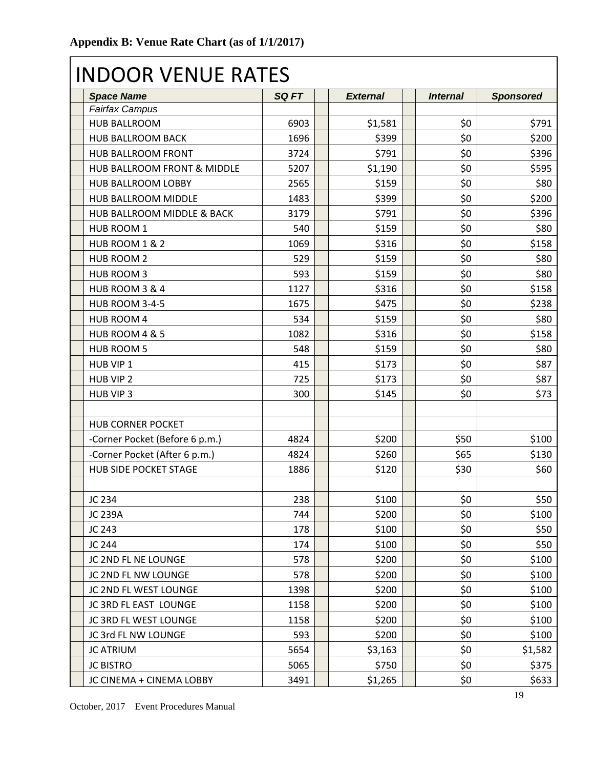**Appendix B: Venue Rate Chart (as of 1/1/2017)**

# INDOOR VENUE RATES

| Space Name | SQ FT | External | Internal | Sponsored |
|---|---|---|---|---|
| *Fairfax Campus* | | | | |
| HUB BALLROOM | 6903 | $1,581 | $0 | $791 |
| HUB BALLROOM BACK | 1696 | $399 | $0 | $200 |
| HUB BALLROOM FRONT | 3724 | $791 | $0 | $396 |
| HUB BALLROOM FRONT & MIDDLE | 5207 | $1,190 | $0 | $595 |
| HUB BALLROOM LOBBY | 2565 | $159 | $0 | $80 |
| HUB BALLROOM MIDDLE | 1483 | $399 | $0 | $200 |
| HUB BALLROOM MIDDLE & BACK | 3179 | $791 | $0 | $396 |
| HUB ROOM 1 | 540 | $159 | $0 | $80 |
| HUB ROOM 1 & 2 | 1069 | $316 | $0 | $158 |
| HUB ROOM 2 | 529 | $159 | $0 | $80 |
| HUB ROOM 3 | 593 | $159 | $0 | $80 |
| HUB ROOM 3 & 4 | 1127 | $316 | $0 | $158 |
| HUB ROOM 3-4-5 | 1675 | $475 | $0 | $238 |
| HUB ROOM 4 | 534 | $159 | $0 | $80 |
| HUB ROOM 4 & 5 | 1082 | $316 | $0 | $158 |
| HUB ROOM 5 | 548 | $159 | $0 | $80 |
| HUB VIP 1 | 415 | $173 | $0 | $87 |
| HUB VIP 2 | 725 | $173 | $0 | $87 |
| HUB VIP 3 | 300 | $145 | $0 | $73 |
| | | | | |
| HUB CORNER POCKET | | | | |
| -Corner Pocket (Before 6 p.m.) | 4824 | $200 | $50 | $100 |
| -Corner Pocket (After 6 p.m.) | 4824 | $260 | $65 | $130 |
| HUB SIDE POCKET STAGE | 1886 | $120 | $30 | $60 |
| | | | | |
| JC 234 | 238 | $100 | $0 | $50 |
| JC 239A | 744 | $200 | $0 | $100 |
| JC 243 | 178 | $100 | $0 | $50 |
| JC 244 | 174 | $100 | $0 | $50 |
| JC 2ND FL NE LOUNGE | 578 | $200 | $0 | $100 |
| JC 2ND FL NW LOUNGE | 578 | $200 | $0 | $100 |
| JC 2ND FL WEST LOUNGE | 1398 | $200 | $0 | $100 |
| JC 3RD FL EAST LOUNGE | 1158 | $200 | $0 | $100 |
| JC 3RD FL WEST LOUNGE | 1158 | $200 | $0 | $100 |
| JC 3rd FL NW LOUNGE | 593 | $200 | $0 | $100 |
| JC ATRIUM | 5654 | $3,163 | $0 | $1,582 |
| JC BISTRO | 5065 | $750 | $0 | $375 |
| JC CINEMA + CINEMA LOBBY | 3491 | $1,265 | $0 | $633 |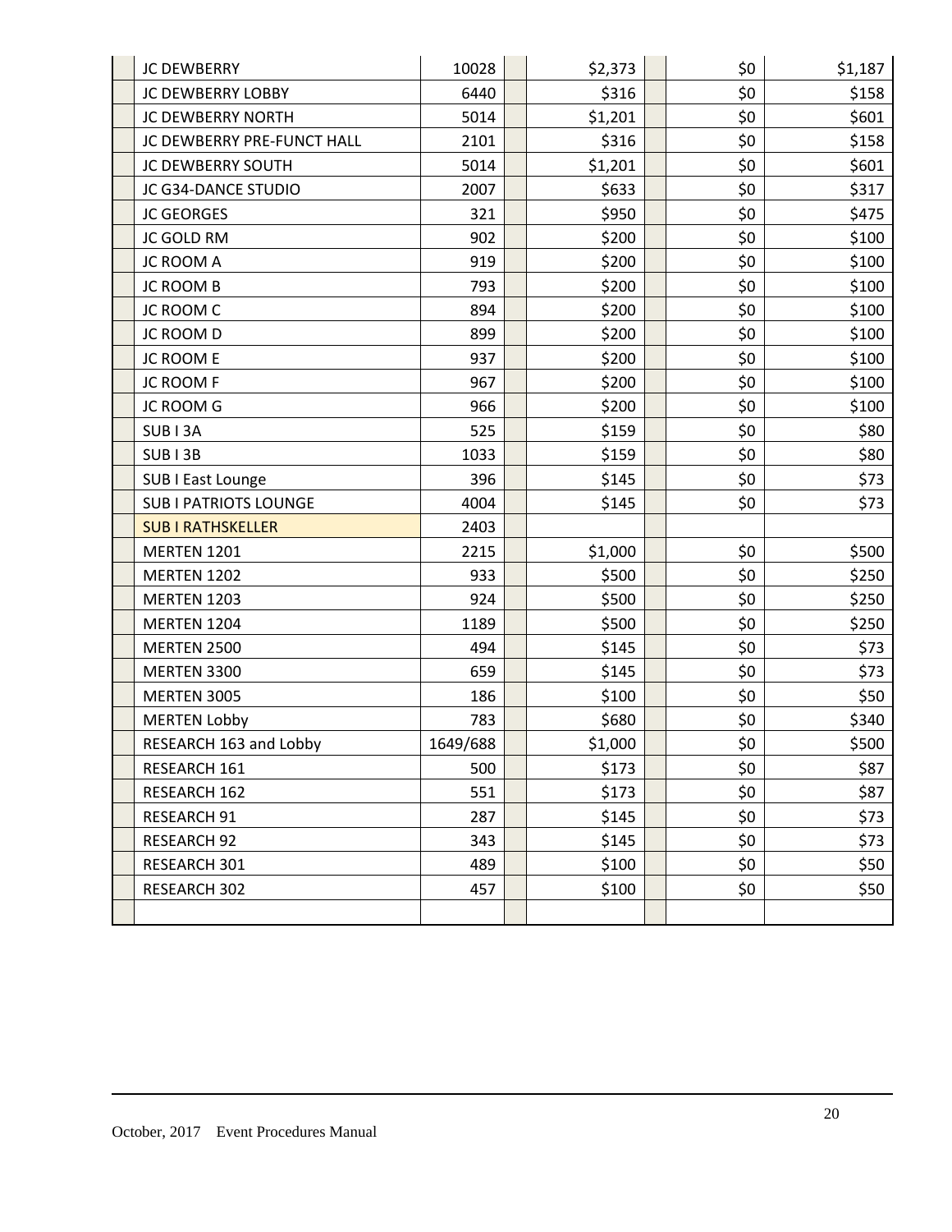| | | | | |
|---|---|---|---|---|
| JC DEWBERRY | 10028 | $2,373 | $0 | $1,187 |
| JC DEWBERRY LOBBY | 6440 | $316 | $0 | $158 |
| JC DEWBERRY NORTH | 5014 | $1,201 | $0 | $601 |
| JC DEWBERRY PRE-FUNCT HALL | 2101 | $316 | $0 | $158 |
| JC DEWBERRY SOUTH | 5014 | $1,201 | $0 | $601 |
| JC G34-DANCE STUDIO | 2007 | $633 | $0 | $317 |
| JC GEORGES | 321 | $950 | $0 | $475 |
| JC GOLD RM | 902 | $200 | $0 | $100 |
| JC ROOM A | 919 | $200 | $0 | $100 |
| JC ROOM B | 793 | $200 | $0 | $100 |
| JC ROOM C | 894 | $200 | $0 | $100 |
| JC ROOM D | 899 | $200 | $0 | $100 |
| JC ROOM E | 937 | $200 | $0 | $100 |
| JC ROOM F | 967 | $200 | $0 | $100 |
| JC ROOM G | 966 | $200 | $0 | $100 |
| SUB I 3A | 525 | $159 | $0 | $80 |
| SUB I 3B | 1033 | $159 | $0 | $80 |
| SUB I East Lounge | 396 | $145 | $0 | $73 |
| SUB I PATRIOTS LOUNGE | 4004 | $145 | $0 | $73 |
| SUB I RATHSKELLER | 2403 | | | |
| MERTEN 1201 | 2215 | $1,000 | $0 | $500 |
| MERTEN 1202 | 933 | $500 | $0 | $250 |
| MERTEN 1203 | 924 | $500 | $0 | $250 |
| MERTEN 1204 | 1189 | $500 | $0 | $250 |
| MERTEN 2500 | 494 | $145 | $0 | $73 |
| MERTEN 3300 | 659 | $145 | $0 | $73 |
| MERTEN 3005 | 186 | $100 | $0 | $50 |
| MERTEN Lobby | 783 | $680 | $0 | $340 |
| RESEARCH 163 and Lobby | 1649/688 | $1,000 | $0 | $500 |
| RESEARCH 161 | 500 | $173 | $0 | $87 |
| RESEARCH 162 | 551 | $173 | $0 | $87 |
| RESEARCH 91 | 287 | $145 | $0 | $73 |
| RESEARCH 92 | 343 | $145 | $0 | $73 |
| RESEARCH 301 | 489 | $100 | $0 | $50 |
| RESEARCH 302 | 457 | $100 | $0 | $50 |
| | | | | |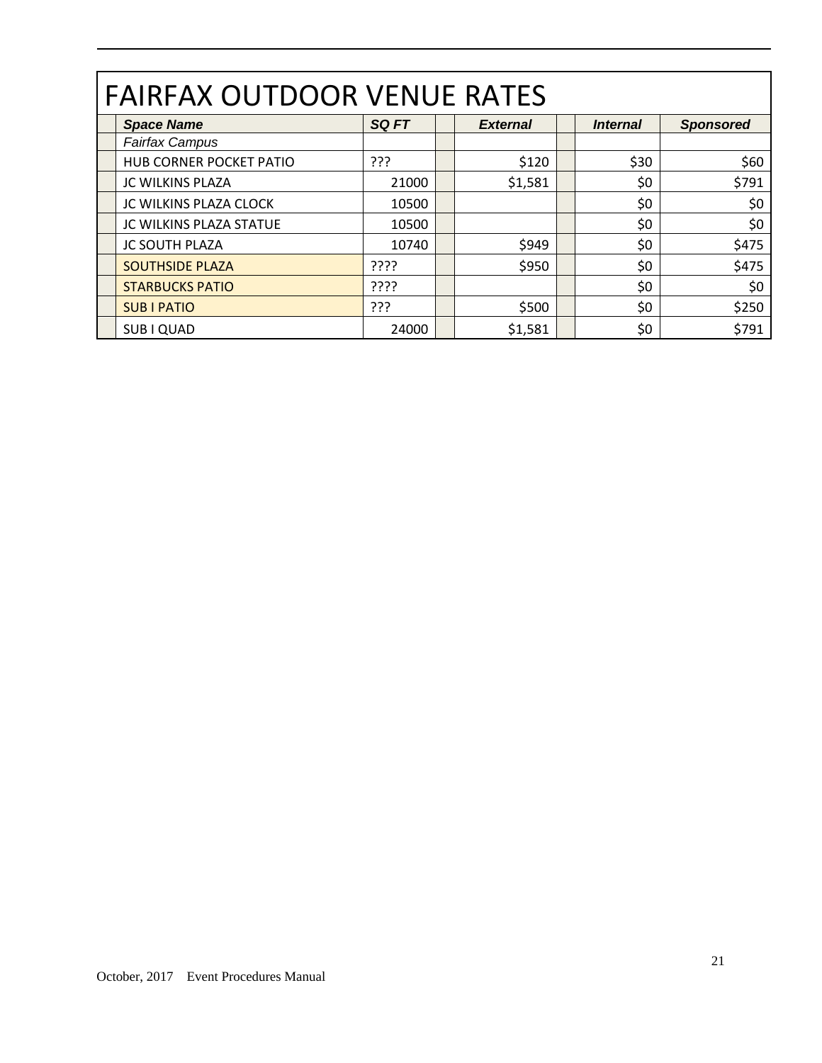# FAIRFAX OUTDOOR VENUE RATES

| Space Name | SQ FT | External | Internal | Sponsored |
|---|---|---|---|---|
| *Fairfax Campus* | | | | |
| HUB CORNER POCKET PATIO | ??? | $120 | $30 | $60 |
| JC WILKINS PLAZA | 21000 | $1,581 | $0 | $791 |
| JC WILKINS PLAZA CLOCK | 10500 | | $0 | $0 |
| JC WILKINS PLAZA STATUE | 10500 | | $0 | $0 |
| JC SOUTH PLAZA | 10740 | $949 | $0 | $475 |
| SOUTHSIDE PLAZA | ???? | $950 | $0 | $475 |
| STARBUCKS PATIO | ???? | | $0 | $0 |
| SUB I PATIO | ??? | $500 | $0 | $250 |
| SUB I QUAD | 24000 | $1,581 | $0 | $791 |

October, 2017 Event Procedures Manual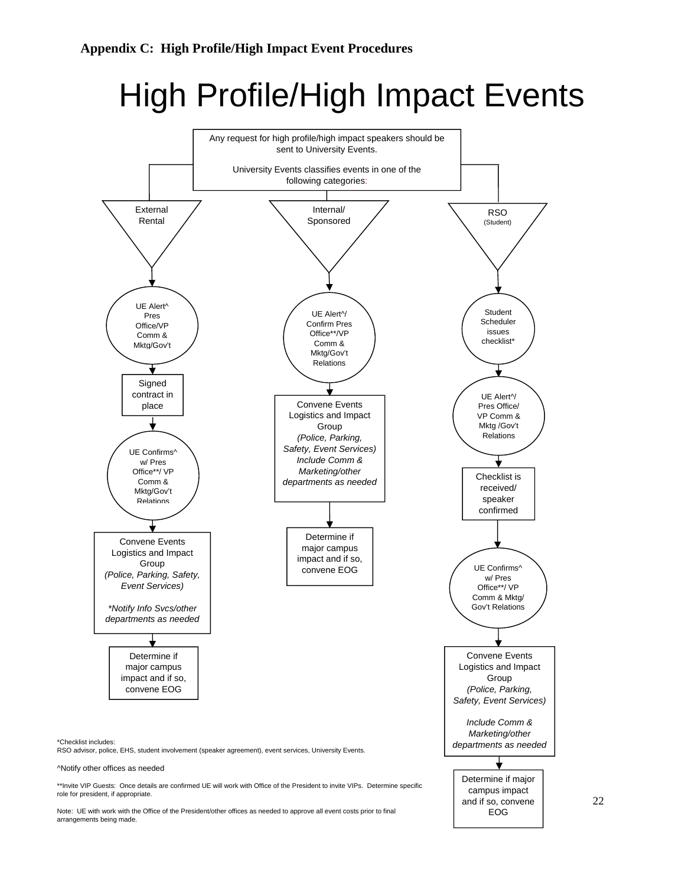**Appendix C: High Profile/High Impact Event Procedures**

# High Profile/High Impact Events

Any request for high profile/high impact speakers should be sent to University Events.

University Events classifies events in one of the following categories:

External Rental

UE Alert^ Pres Office/VP Comm & Mktg/Gov't

Signed contract in place

UE Confirms^ w/ Pres Office**/ VP Comm & Mktg/Gov't Relations

Convene Events Logistics and Impact Group *(Police, Parking, Safety, Event Services)*

**Notify Info Svcs/other departments as needed*

Determine if major campus impact and if so, convene EOG

Internal/ Sponsored

UE Alert^/ Confirm Pres Office**/VP Comm & Mktg/Gov't Relations

Convene Events Logistics and Impact Group *(Police, Parking, Safety, Event Services) Include Comm & Marketing/other departments as needed*

Determine if major campus impact and if so, convene EOG

RSO (Student)

Student Scheduler issues checklist*

UE Alert^/ Pres Office/ VP Comm & Mktg /Gov't Relations

Checklist is received/ speaker confirmed

UE Confirms^ w/ Pres Office**/ VP Comm & Mktg/ Gov't Relations

Convene Events Logistics and Impact Group *(Police, Parking, Safety, Event Services)*

*Include Comm & Marketing/other departments as needed*

Determine if major campus impact and if so, convene EOG

*Checklist includes:
RSO advisor, police, EHS, student involvement (speaker agreement), event services, University Events.

^Notify other offices as needed

**Invite VIP Guests: Once details are confirmed UE will work with Office of the President to invite VIPs. Determine specific role for president, if appropriate.

Note: UE with work with the Office of the President/other offices as needed to approve all event costs prior to final arrangements being made.